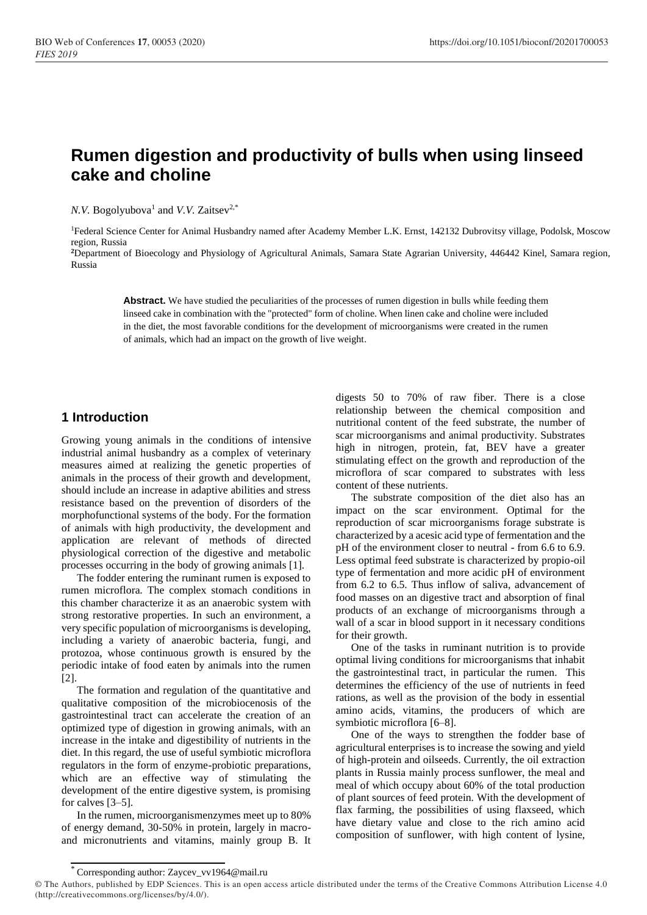# Rumen digestion and productivity of bulls when using linseed cake and choline

*N.V.* Bogolyubova[1] and *V.V.* Zaitsev[2,*]

[1]Federal Science Center for Animal Husbandry named after Academy Member L.K. Ernst, 142132 Dubrovitsy village, Podolsk, Moscow region, Russia

[2]Department of Bioecology and Physiology of Agricultural Animals, Samara State Agrarian University, 446442 Kinel, Samara region, Russia

**Abstract.** We have studied the peculiarities of the processes of rumen digestion in bulls while feeding them linseed cake in combination with the "protected" form of choline. When linen cake and choline were included in the diet, the most favorable conditions for the development of microorganisms were created in the rumen of animals, which had an impact on the growth of live weight.

## 1 Introduction

Growing young animals in the conditions of intensive industrial animal husbandry as a complex of veterinary measures aimed at realizing the genetic properties of animals in the process of their growth and development, should include an increase in adaptive abilities and stress resistance based on the prevention of disorders of the morphofunctional systems of the body. For the formation of animals with high productivity, the development and application are relevant of methods of directed physiological correction of the digestive and metabolic processes occurring in the body of growing animals [1].

The fodder entering the ruminant rumen is exposed to rumen microflora. The complex stomach conditions in this chamber characterize it as an anaerobic system with strong restorative properties. In such an environment, a very specific population of microorganisms is developing, including a variety of anaerobic bacteria, fungi, and protozoa, whose continuous growth is ensured by the periodic intake of food eaten by animals into the rumen [2].

The formation and regulation of the quantitative and qualitative composition of the microbiocenosis of the gastrointestinal tract can accelerate the creation of an optimized type of digestion in growing animals, with an increase in the intake and digestibility of nutrients in the diet. In this regard, the use of useful symbiotic microflora regulators in the form of enzyme-probiotic preparations, which are an effective way of stimulating the development of the entire digestive system, is promising for calves [3–5].

In the rumen, microorganismenzymes meet up to 80% of energy demand, 30-50% in protein, largely in macro- and micronutrients and vitamins, mainly group B. It digests 50 to 70% of raw fiber. There is a close relationship between the chemical composition and nutritional content of the feed substrate, the number of scar microorganisms and animal productivity. Substrates high in nitrogen, protein, fat, BEV have a greater stimulating effect on the growth and reproduction of the microflora of scar compared to substrates with less content of these nutrients.

The substrate composition of the diet also has an impact on the scar environment. Optimal for the reproduction of scar microorganisms forage substrate is characterized by a acesic acid type of fermentation and the pH of the environment closer to neutral - from 6.6 to 6.9. Less optimal feed substrate is characterized by propio-oil type of fermentation and more acidic pH of environment from 6.2 to 6.5. Thus inflow of saliva, advancement of food masses on an digestive tract and absorption of final products of an exchange of microorganisms through a wall of a scar in blood support in it necessary conditions for their growth.

One of the tasks in ruminant nutrition is to provide optimal living conditions for microorganisms that inhabit the gastrointestinal tract, in particular the rumen. This determines the efficiency of the use of nutrients in feed rations, as well as the provision of the body in essential amino acids, vitamins, the producers of which are symbiotic microflora [6–8].

One of the ways to strengthen the fodder base of agricultural enterprises is to increase the sowing and yield of high-protein and oilseeds. Currently, the oil extraction plants in Russia mainly process sunflower, the meal and meal of which occupy about 60% of the total production of plant sources of feed protein. With the development of flax farming, the possibilities of using flaxseed, which have dietary value and close to the rich amino acid composition of sunflower, with high content of lysine,

* Corresponding author: Zaycev_vv1964@mail.ru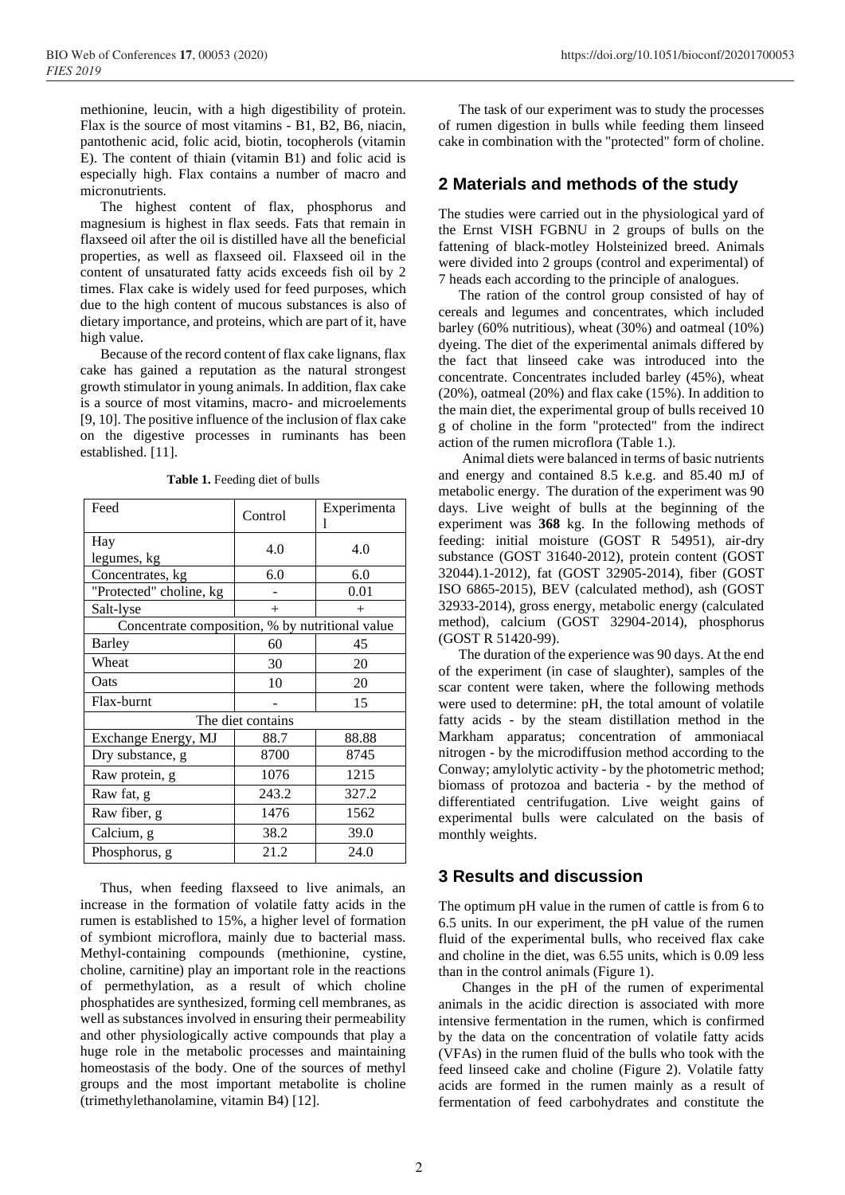methionine, leucin, with a high digestibility of protein. Flax is the source of most vitamins - B1, B2, B6, niacin, pantothenic acid, folic acid, biotin, tocopherols (vitamin E). The content of thiain (vitamin B1) and folic acid is especially high. Flax contains a number of macro and micronutrients.

The highest content of flax, phosphorus and magnesium is highest in flax seeds. Fats that remain in flaxseed oil after the oil is distilled have all the beneficial properties, as well as flaxseed oil. Flaxseed oil in the content of unsaturated fatty acids exceeds fish oil by 2 times. Flax cake is widely used for feed purposes, which due to the high content of mucous substances is also of dietary importance, and proteins, which are part of it, have high value.

Because of the record content of flax cake lignans, flax cake has gained a reputation as the natural strongest growth stimulator in young animals. In addition, flax cake is a source of most vitamins, macro- and microelements [9, 10]. The positive influence of the inclusion of flax cake on the digestive processes in ruminants has been established. [11].

**Table 1.** Feeding diet of bulls

| Feed | Control | Experimental |
|---|---|---|
| Hay legumes, kg | 4.0 | 4.0 |
| Concentrates, kg | 6.0 | 6.0 |
| "Protected" choline, kg | - | 0.01 |
| Salt-lyse | + | + |
| Concentrate composition, % by nutritional value | | |
| Barley | 60 | 45 |
| Wheat | 30 | 20 |
| Oats | 10 | 20 |
| Flax-burnt | - | 15 |
| The diet contains | | |
| Exchange Energy, MJ | 88.7 | 88.88 |
| Dry substance, g | 8700 | 8745 |
| Raw protein, g | 1076 | 1215 |
| Raw fat, g | 243.2 | 327.2 |
| Raw fiber, g | 1476 | 1562 |
| Calcium, g | 38.2 | 39.0 |
| Phosphorus, g | 21.2 | 24.0 |

Thus, when feeding flaxseed to live animals, an increase in the formation of volatile fatty acids in the rumen is established to 15%, a higher level of formation of symbiont microflora, mainly due to bacterial mass. Methyl-containing compounds (methionine, cystine, choline, carnitine) play an important role in the reactions of permethylation, as a result of which choline phosphatides are synthesized, forming cell membranes, as well as substances involved in ensuring their permeability and other physiologically active compounds that play a huge role in the metabolic processes and maintaining homeostasis of the body. One of the sources of methyl groups and the most important metabolite is choline (trimethylethanolamine, vitamin B4) [12].

The task of our experiment was to study the processes of rumen digestion in bulls while feeding them linseed cake in combination with the "protected" form of choline.

## 2 Materials and methods of the study

The studies were carried out in the physiological yard of the Ernst VISH FGBNU in 2 groups of bulls on the fattening of black-motley Holsteinized breed. Animals were divided into 2 groups (control and experimental) of 7 heads each according to the principle of analogues.

The ration of the control group consisted of hay of cereals and legumes and concentrates, which included barley (60% nutritious), wheat (30%) and oatmeal (10%) dyeing. The diet of the experimental animals differed by the fact that linseed cake was introduced into the concentrate. Concentrates included barley (45%), wheat (20%), oatmeal (20%) and flax cake (15%). In addition to the main diet, the experimental group of bulls received 10 g of choline in the form "protected" from the indirect action of the rumen microflora (Table 1.).

Animal diets were balanced in terms of basic nutrients and energy and contained 8.5 k.e.g. and 85.40 mJ of metabolic energy. The duration of the experiment was 90 days. Live weight of bulls at the beginning of the experiment was **368** kg. In the following methods of feeding: initial moisture (GOST R 54951), air-dry substance (GOST 31640-2012), protein content (GOST 32044).1-2012), fat (GOST 32905-2014), fiber (GOST ISO 6865-2015), BEV (calculated method), ash (GOST 32933-2014), gross energy, metabolic energy (calculated method), calcium (GOST 32904-2014), phosphorus (GOST R 51420-99).

The duration of the experience was 90 days. At the end of the experiment (in case of slaughter), samples of the scar content were taken, where the following methods were used to determine: pH, the total amount of volatile fatty acids - by the steam distillation method in the Markham apparatus; concentration of ammoniacal nitrogen - by the microdiffusion method according to the Conway; amylolytic activity - by the photometric method; biomass of protozoa and bacteria - by the method of differentiated centrifugation. Live weight gains of experimental bulls were calculated on the basis of monthly weights.

## 3 Results and discussion

The optimum pH value in the rumen of cattle is from 6 to 6.5 units. In our experiment, the pH value of the rumen fluid of the experimental bulls, who received flax cake and choline in the diet, was 6.55 units, which is 0.09 less than in the control animals (Figure 1).

Changes in the pH of the rumen of experimental animals in the acidic direction is associated with more intensive fermentation in the rumen, which is confirmed by the data on the concentration of volatile fatty acids (VFAs) in the rumen fluid of the bulls who took with the feed linseed cake and choline (Figure 2). Volatile fatty acids are formed in the rumen mainly as a result of fermentation of feed carbohydrates and constitute the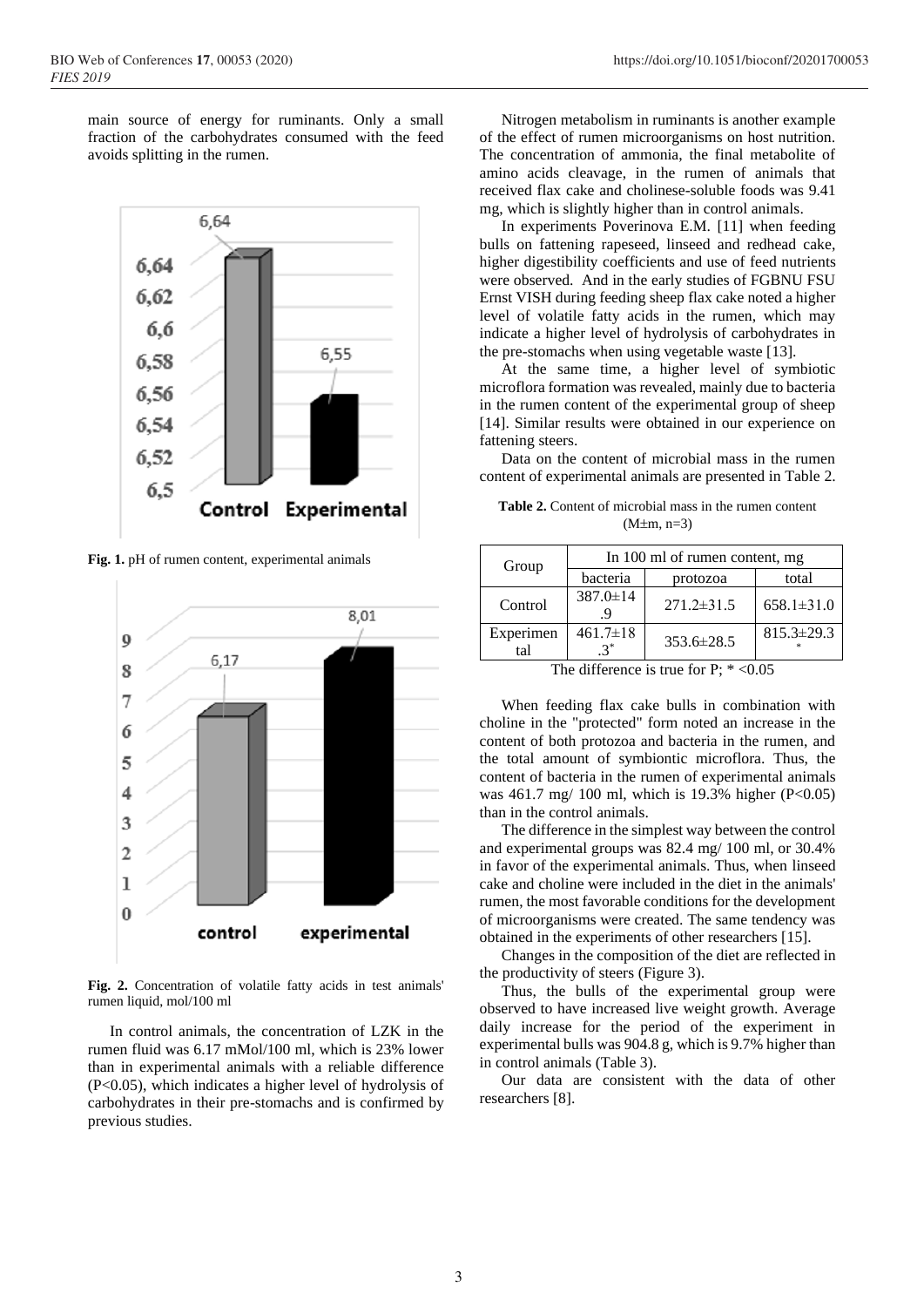main source of energy for ruminants. Only a small fraction of the carbohydrates consumed with the feed avoids splitting in the rumen.

**Fig. 1.** pH of rumen content, experimental animals

**Fig. 2.** Concentration of volatile fatty acids in test animals' rumen liquid, mol/100 ml

In control animals, the concentration of LZK in the rumen fluid was 6.17 mMol/100 ml, which is 23% lower than in experimental animals with a reliable difference ($P<0.05$), which indicates a higher level of hydrolysis of carbohydrates in their pre-stomachs and is confirmed by previous studies.

Nitrogen metabolism in ruminants is another example of the effect of rumen microorganisms on host nutrition. The concentration of ammonia, the final metabolite of amino acids cleavage, in the rumen of animals that received flax cake and cholinese-soluble foods was 9.41 mg, which is slightly higher than in control animals.

In experiments Poverinova E.M. [11] when feeding bulls on fattening rapeseed, linseed and redhead cake, higher digestibility coefficients and use of feed nutrients were observed. And in the early studies of FGBNU FSU Ernst VISH during feeding sheep flax cake noted a higher level of volatile fatty acids in the rumen, which may indicate a higher level of hydrolysis of carbohydrates in the pre-stomachs when using vegetable waste [13].

At the same time, a higher level of symbiotic microflora formation was revealed, mainly due to bacteria in the rumen content of the experimental group of sheep [14]. Similar results were obtained in our experience on fattening steers.

Data on the content of microbial mass in the rumen content of experimental animals are presented in Table 2.

**Table 2.** Content of microbial mass in the rumen content (M±m, n=3)

| Group | In 100 ml of rumen content, mg | | |
|---|---|---|---|
| | bacteria | protozoa | total |
| Control | 387.0±14.9 | 271.2±31.5 | 658.1±31.0 |
| Experimental | 461.7±18.3* | 353.6±28.5 | 815.3±29.3* |

The difference is true for P; * <0.05

When feeding flax cake bulls in combination with choline in the "protected" form noted an increase in the content of both protozoa and bacteria in the rumen, and the total amount of symbiontic microflora. Thus, the content of bacteria in the rumen of experimental animals was 461.7 mg/ 100 ml, which is 19.3% higher ($P<0.05$) than in the control animals.

The difference in the simplest way between the control and experimental groups was 82.4 mg/ 100 ml, or 30.4% in favor of the experimental animals. Thus, when linseed cake and choline were included in the diet in the animals' rumen, the most favorable conditions for the development of microorganisms were created. The same tendency was obtained in the experiments of other researchers [15].

Changes in the composition of the diet are reflected in the productivity of steers (Figure 3).

Thus, the bulls of the experimental group were observed to have increased live weight growth. Average daily increase for the period of the experiment in experimental bulls was 904.8 g, which is 9.7% higher than in control animals (Table 3).

Our data are consistent with the data of other researchers [8].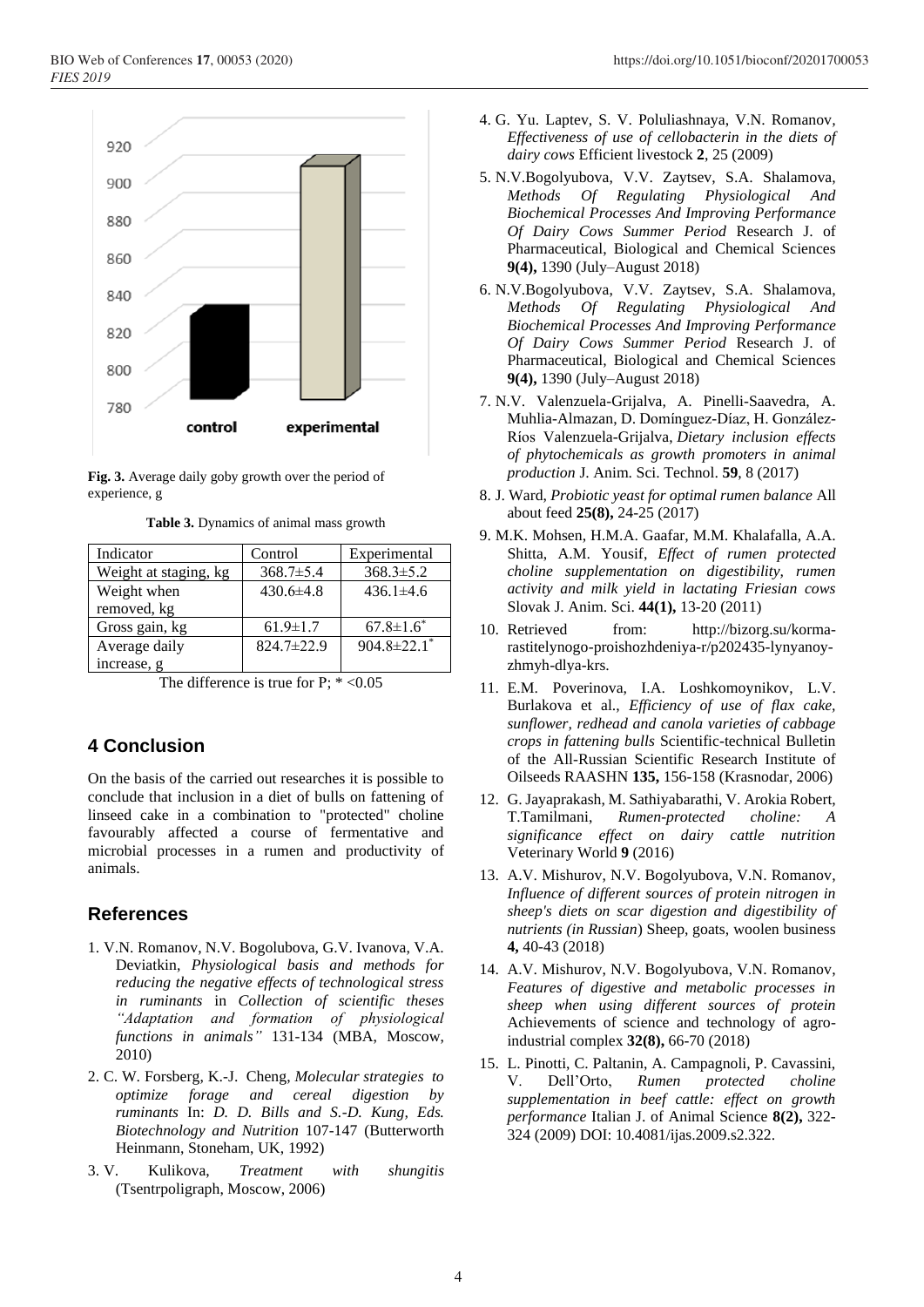920
900
880
860
840
820
800
780
control
experimental

**Fig. 3.** Average daily goby growth over the period of experience, g

**Table 3.** Dynamics of animal mass growth

| Indicator | Control | Experimental |
|---|---|---|
| Weight at staging, kg | 368.7±5.4 | 368.3±5.2 |
| Weight when removed, kg | 430.6±4.8 | 436.1±4.6 |
| Gross gain, kg | 61.9±1.7 | 67.8±1.6* |
| Average daily increase, g | 824.7±22.9 | 904.8±22.1* |

The difference is true for P; * <0.05

## 4 Conclusion

On the basis of the carried out researches it is possible to conclude that inclusion in a diet of bulls on fattening of linseed cake in a combination to "protected" choline favourably affected a course of fermentative and microbial processes in a rumen and productivity of animals.

## References

1. V.N. Romanov, N.V. Bogolubova, G.V. Ivanova, V.A. Deviatkin, *Physiological basis and methods for reducing the negative effects of technological stress in ruminants* in *Collection of scientific theses "Adaptation and formation of physiological functions in animals"* 131-134 (MBA, Moscow, 2010)
2. C. W. Forsberg, K.-J. Cheng, *Molecular strategies to optimize forage and cereal digestion by ruminants* In: *D. D. Bills and S.-D. Kung, Eds. Biotechnology and Nutrition* 107-147 (Butterworth Heinmann, Stoneham, UK, 1992)
3. V. Kulikova, *Treatment with shungitis* (Tsentrpoligraph, Moscow, 2006)
4. G. Yu. Laptev, S. V. Poluliashnaya, V.N. Romanov, *Effectiveness of use of cellobacterin in the diets of dairy cows* Efficient livestock **2**, 25 (2009)
5. N.V.Bogolyubova, V.V. Zaytsev, S.A. Shalamova, *Methods Of Regulating Physiological And Biochemical Processes And Improving Performance Of Dairy Cows Summer Period* Research J. of Pharmaceutical, Biological and Chemical Sciences **9(4),** 1390 (July–August 2018)
6. N.V.Bogolyubova, V.V. Zaytsev, S.A. Shalamova, *Methods Of Regulating Physiological And Biochemical Processes And Improving Performance Of Dairy Cows Summer Period* Research J. of Pharmaceutical, Biological and Chemical Sciences **9(4),** 1390 (July–August 2018)
7. N.V. Valenzuela-Grijalva, A. Pinelli-Saavedra, A. Muhlia-Almazan, D. Domínguez-Díaz, H. González-Ríos Valenzuela-Grijalva, *Dietary inclusion effects of phytochemicals as growth promoters in animal production* J. Anim. Sci. Technol. **59**, 8 (2017)
8. J. Ward, *Probiotic yeast for optimal rumen balance* All about feed **25(8),** 24-25 (2017)
9. M.K. Mohsen, H.M.A. Gaafar, M.M. Khalafalla, A.A. Shitta, A.M. Yousif, *Effect of rumen protected choline supplementation on digestibility, rumen activity and milk yield in lactating Friesian cows* Slovak J. Anim. Sci. **44(1),** 13-20 (2011)
10. Retrieved from: http://bizorg.su/korma-rastitelnogo-proishozhdeniya-r/p202435-lynyanoy-zhmyh-dlya-krs.
11. E.M. Poverinova, I.A. Loshkomoynikov, L.V. Burlakova et al., *Efficiency of use of flax cake, sunflower, redhead and canola varieties of cabbage crops in fattening bulls* Scientific-technical Bulletin of the All-Russian Scientific Research Institute of Oilseeds RAASHN **135,** 156-158 (Krasnodar, 2006)
12. G. Jayaprakash, M. Sathiyabarathi, V. Arokia Robert, T.Tamilmani, *Rumen-protected choline: A significance effect on dairy cattle nutrition* Veterinary World **9** (2016)
13. A.V. Mishurov, N.V. Bogolyubova, V.N. Romanov, *Influence of different sources of protein nitrogen in sheep's diets on scar digestion and digestibility of nutrients (in Russian*) Sheep, goats, woolen business **4,** 40-43 (2018)
14. A.V. Mishurov, N.V. Bogolyubova, V.N. Romanov, *Features of digestive and metabolic processes in sheep when using different sources of protein* Achievements of science and technology of agro-industrial complex **32(8),** 66-70 (2018)
15. L. Pinotti, C. Paltanin, A. Campagnoli, P. Cavassini, V. Dell'Orto, *Rumen protected choline supplementation in beef cattle: effect on growth performance* Italian J. of Animal Science **8(2),** 322-324 (2009) DOI: 10.4081/ijas.2009.s2.322.